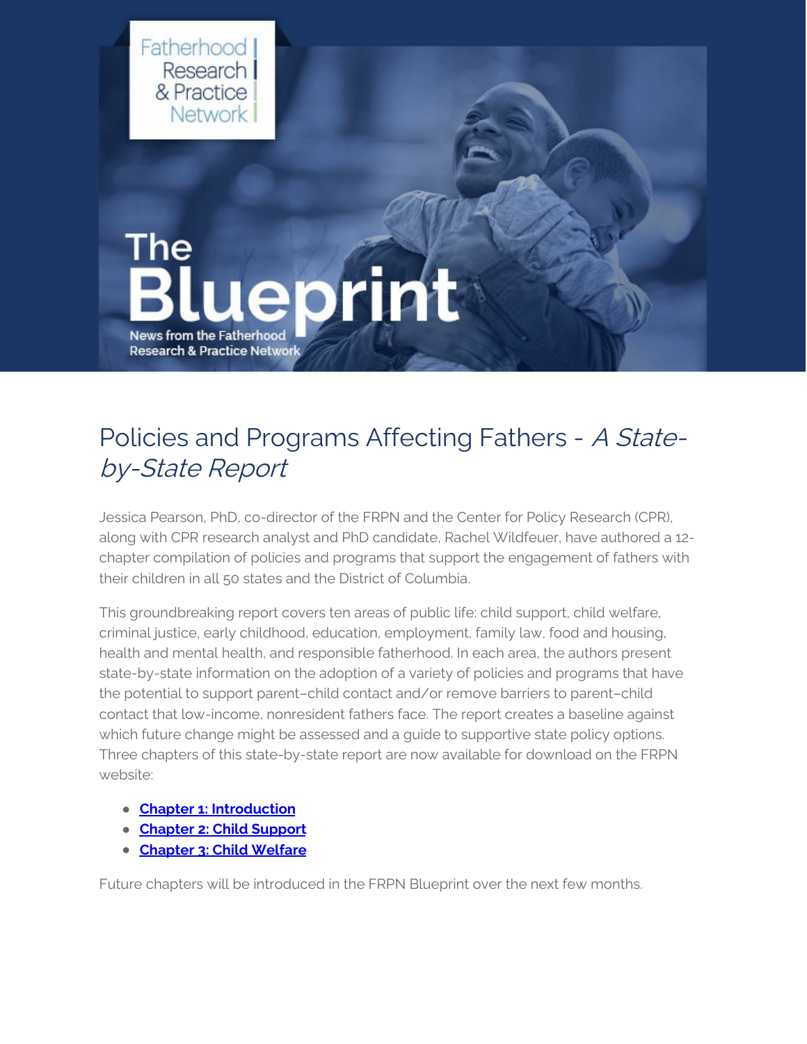Fatherhood Research & Practice Network

# The Blueprint

News from the Fatherhood Research & Practice Network

## Policies and Programs Affecting Fathers - *A State-by-State Report*

Jessica Pearson, PhD, co-director of the FRPN and the Center for Policy Research (CPR), along with CPR research analyst and PhD candidate, Rachel Wildfeuer, have authored a 12-chapter compilation of policies and programs that support the engagement of fathers with their children in all 50 states and the District of Columbia.

This groundbreaking report covers ten areas of public life: child support, child welfare, criminal justice, early childhood, education, employment, family law, food and housing, health and mental health, and responsible fatherhood. In each area, the authors present state-by-state information on the adoption of a variety of policies and programs that have the potential to support parent–child contact and/or remove barriers to parent–child contact that low-income, nonresident fathers face. The report creates a baseline against which future change might be assessed and a guide to supportive state policy options. Three chapters of this state-by-state report are now available for download on the FRPN website:

- **Chapter 1: Introduction**
- **Chapter 2: Child Support**
- **Chapter 3: Child Welfare**

Future chapters will be introduced in the FRPN Blueprint over the next few months.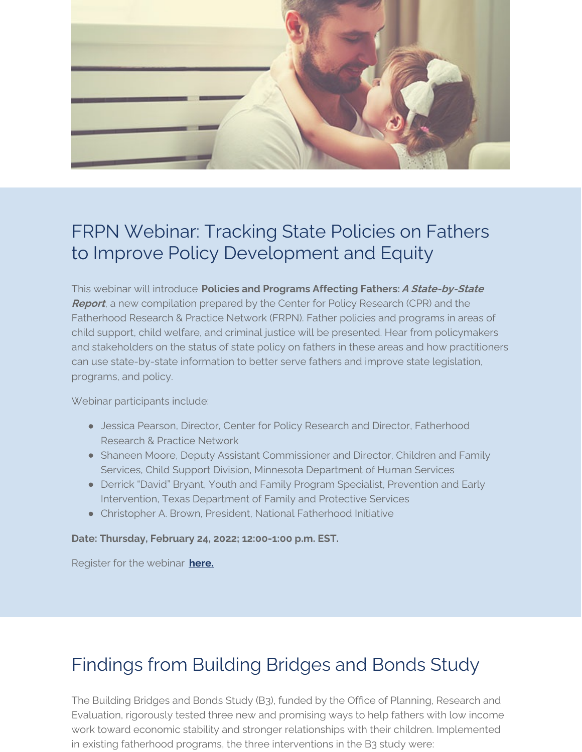## FRPN Webinar: Tracking State Policies on Fathers to Improve Policy Development and Equity

This webinar will introduce **Policies and Programs Affecting Fathers: *A State-by-State Report***, a new compilation prepared by the Center for Policy Research (CPR) and the Fatherhood Research & Practice Network (FRPN). Father policies and programs in areas of child support, child welfare, and criminal justice will be presented. Hear from policymakers and stakeholders on the status of state policy on fathers in these areas and how practitioners can use state-by-state information to better serve fathers and improve state legislation, programs, and policy.

Webinar participants include:

- Jessica Pearson, Director, Center for Policy Research and Director, Fatherhood Research & Practice Network
- Shaneen Moore, Deputy Assistant Commissioner and Director, Children and Family Services, Child Support Division, Minnesota Department of Human Services
- Derrick "David" Bryant, Youth and Family Program Specialist, Prevention and Early Intervention, Texas Department of Family and Protective Services
- Christopher A. Brown, President, National Fatherhood Initiative

**Date: Thursday, February 24, 2022; 12:00-1:00 p.m. EST.**

Register for the webinar **here.**

## Findings from Building Bridges and Bonds Study

The Building Bridges and Bonds Study (B3), funded by the Office of Planning, Research and Evaluation, rigorously tested three new and promising ways to help fathers with low income work toward economic stability and stronger relationships with their children. Implemented in existing fatherhood programs, the three interventions in the B3 study were: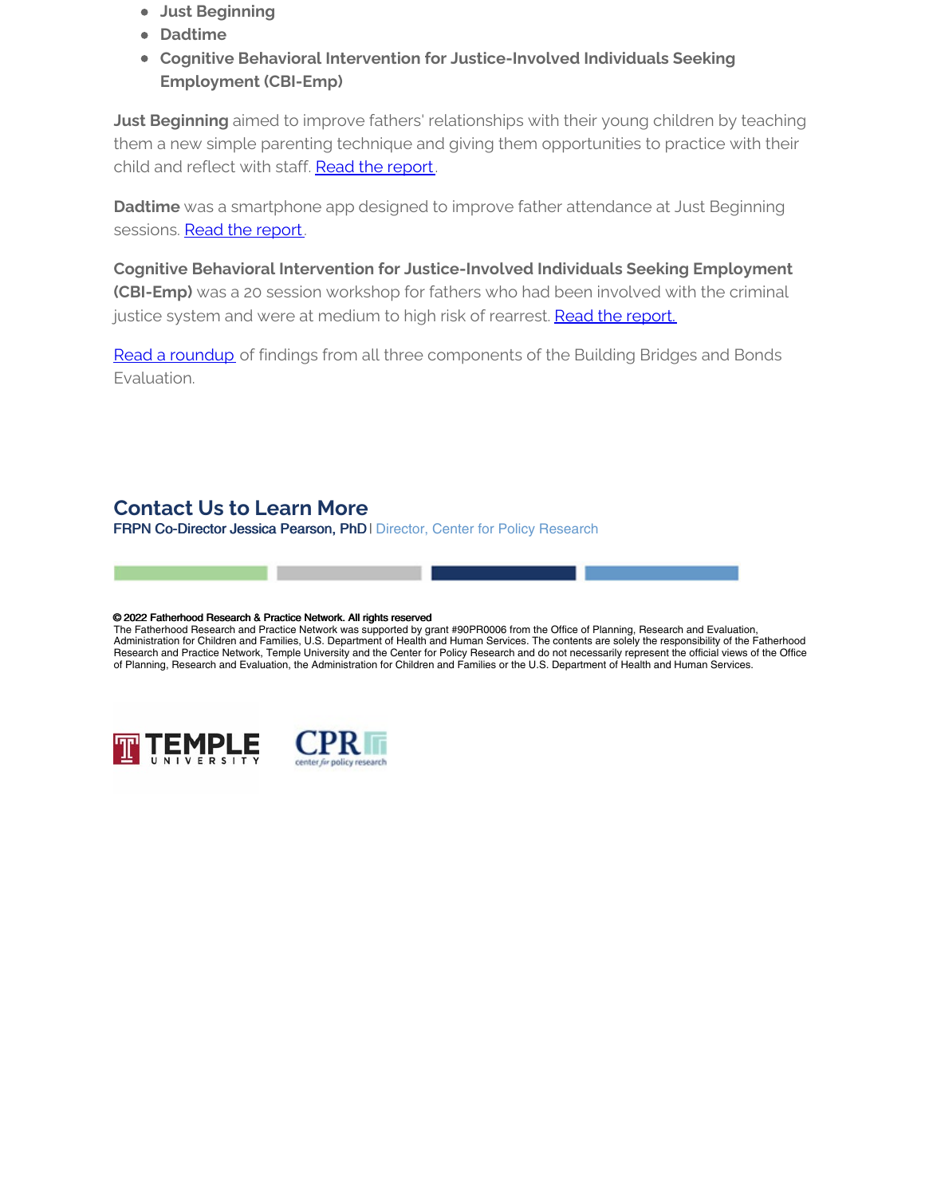- **Just Beginning**
- **Dadtime**
- **Cognitive Behavioral Intervention for Justice-Involved Individuals Seeking Employment (CBI-Emp)**

**Just Beginning** aimed to improve fathers' relationships with their young children by teaching them a new simple parenting technique and giving them opportunities to practice with their child and reflect with staff. Read the report.

**Dadtime** was a smartphone app designed to improve father attendance at Just Beginning sessions. Read the report.

**Cognitive Behavioral Intervention for Justice-Involved Individuals Seeking Employment (CBI-Emp)** was a 20 session workshop for fathers who had been involved with the criminal justice system and were at medium to high risk of rearrest. Read the report.

Read a roundup of findings from all three components of the Building Bridges and Bonds Evaluation.

## Contact Us to Learn More

**FRPN Co-Director Jessica Pearson, PhD** | Director, Center for Policy Research

**© 2022 Fatherhood Research & Practice Network. All rights reserved**
The Fatherhood Research and Practice Network was supported by grant #90PR0006 from the Office of Planning, Research and Evaluation, Administration for Children and Families, U.S. Department of Health and Human Services. The contents are solely the responsibility of the Fatherhood Research and Practice Network, Temple University and the Center for Policy Research and do not necessarily represent the official views of the Office of Planning, Research and Evaluation, the Administration for Children and Families or the U.S. Department of Health and Human Services.

TEMPLE UNIVERSITY

CPR center for policy research